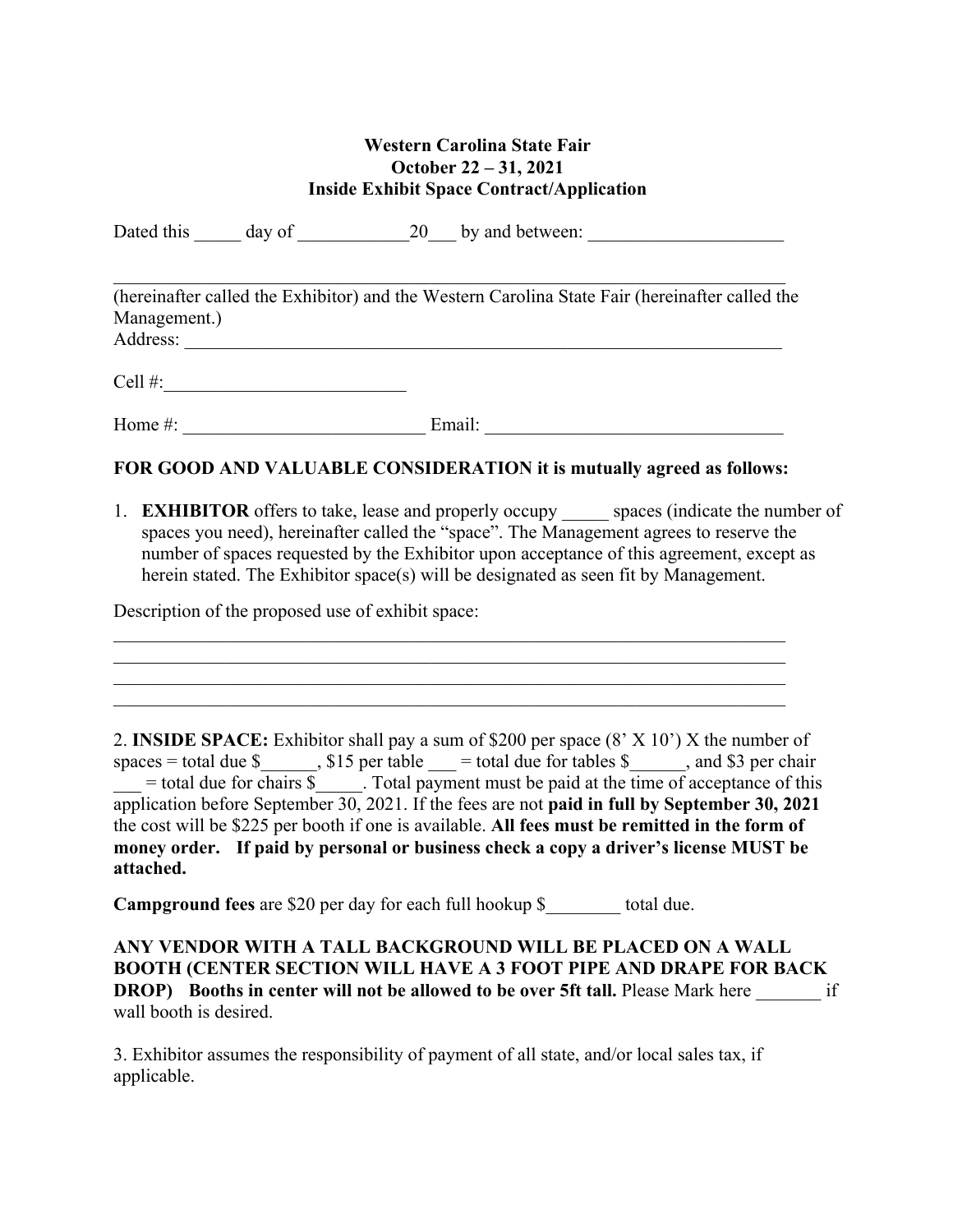**Western Carolina State Fair**
**October 22 – 31, 2021**
**Inside Exhibit Space Contract/Application**

Dated this _____ day of ____________20___ by and between: _____________________

___________________________________________________________________________

(hereinafter called the Exhibitor) and the Western Carolina State Fair (hereinafter called the Management.)

Address: __________________________________________________________________

Cell #:__________________________

Home #: __________________________ Email: ________________________________

**FOR GOOD AND VALUABLE CONSIDERATION it is mutually agreed as follows:**

1. **EXHIBITOR** offers to take, lease and properly occupy _____ spaces (indicate the number of spaces you need), hereinafter called the "space". The Management agrees to reserve the number of spaces requested by the Exhibitor upon acceptance of this agreement, except as herein stated. The Exhibitor space(s) will be designated as seen fit by Management.

Description of the proposed use of exhibit space:

___________________________________________________________________________
___________________________________________________________________________
___________________________________________________________________________
___________________________________________________________________________

2. **INSIDE SPACE:** Exhibitor shall pay a sum of $200 per space (8' X 10') X the number of spaces = total due $______, $15 per table ___ = total due for tables $______, and $3 per chair ___ = total due for chairs $_____. Total payment must be paid at the time of acceptance of this application before September 30, 2021. If the fees are not **paid in full by September 30, 2021** the cost will be $225 per booth if one is available. **All fees must be remitted in the form of money order. If paid by personal or business check a copy a driver's license MUST be attached.**

**Campground fees** are $20 per day for each full hookup $________ total due.

**ANY VENDOR WITH A TALL BACKGROUND WILL BE PLACED ON A WALL BOOTH (CENTER SECTION WILL HAVE A 3 FOOT PIPE AND DRAPE FOR BACK DROP) Booths in center will not be allowed to be over 5ft tall.** Please Mark here _______ if wall booth is desired.

3. Exhibitor assumes the responsibility of payment of all state, and/or local sales tax, if applicable.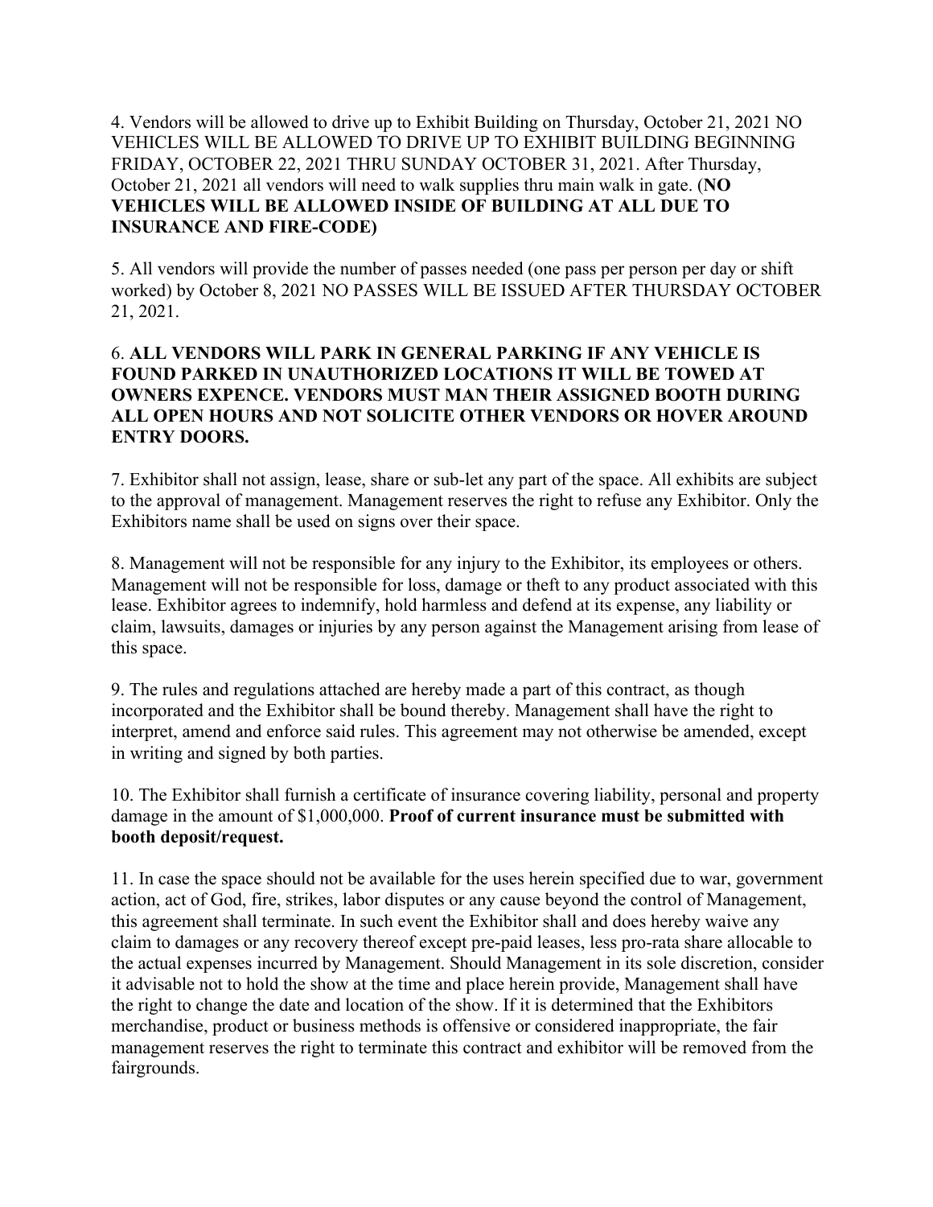4. Vendors will be allowed to drive up to Exhibit Building on Thursday, October 21, 2021 NO VEHICLES WILL BE ALLOWED TO DRIVE UP TO EXHIBIT BUILDING BEGINNING FRIDAY, OCTOBER 22, 2021 THRU SUNDAY OCTOBER 31, 2021. After Thursday, October 21, 2021 all vendors will need to walk supplies thru main walk in gate. (**NO VEHICLES WILL BE ALLOWED INSIDE OF BUILDING AT ALL DUE TO INSURANCE AND FIRE-CODE)**

5. All vendors will provide the number of passes needed (one pass per person per day or shift worked) by October 8, 2021 NO PASSES WILL BE ISSUED AFTER THURSDAY OCTOBER 21, 2021.

6. **ALL VENDORS WILL PARK IN GENERAL PARKING IF ANY VEHICLE IS FOUND PARKED IN UNAUTHORIZED LOCATIONS IT WILL BE TOWED AT OWNERS EXPENCE. VENDORS MUST MAN THEIR ASSIGNED BOOTH DURING ALL OPEN HOURS AND NOT SOLICITE OTHER VENDORS OR HOVER AROUND ENTRY DOORS.**

7. Exhibitor shall not assign, lease, share or sub-let any part of the space. All exhibits are subject to the approval of management. Management reserves the right to refuse any Exhibitor. Only the Exhibitors name shall be used on signs over their space.

8. Management will not be responsible for any injury to the Exhibitor, its employees or others. Management will not be responsible for loss, damage or theft to any product associated with this lease. Exhibitor agrees to indemnify, hold harmless and defend at its expense, any liability or claim, lawsuits, damages or injuries by any person against the Management arising from lease of this space.

9. The rules and regulations attached are hereby made a part of this contract, as though incorporated and the Exhibitor shall be bound thereby. Management shall have the right to interpret, amend and enforce said rules. This agreement may not otherwise be amended, except in writing and signed by both parties.

10. The Exhibitor shall furnish a certificate of insurance covering liability, personal and property damage in the amount of $1,000,000. **Proof of current insurance must be submitted with booth deposit/request.**

11. In case the space should not be available for the uses herein specified due to war, government action, act of God, fire, strikes, labor disputes or any cause beyond the control of Management, this agreement shall terminate. In such event the Exhibitor shall and does hereby waive any claim to damages or any recovery thereof except pre-paid leases, less pro-rata share allocable to the actual expenses incurred by Management. Should Management in its sole discretion, consider it advisable not to hold the show at the time and place herein provide, Management shall have the right to change the date and location of the show. If it is determined that the Exhibitors merchandise, product or business methods is offensive or considered inappropriate, the fair management reserves the right to terminate this contract and exhibitor will be removed from the fairgrounds.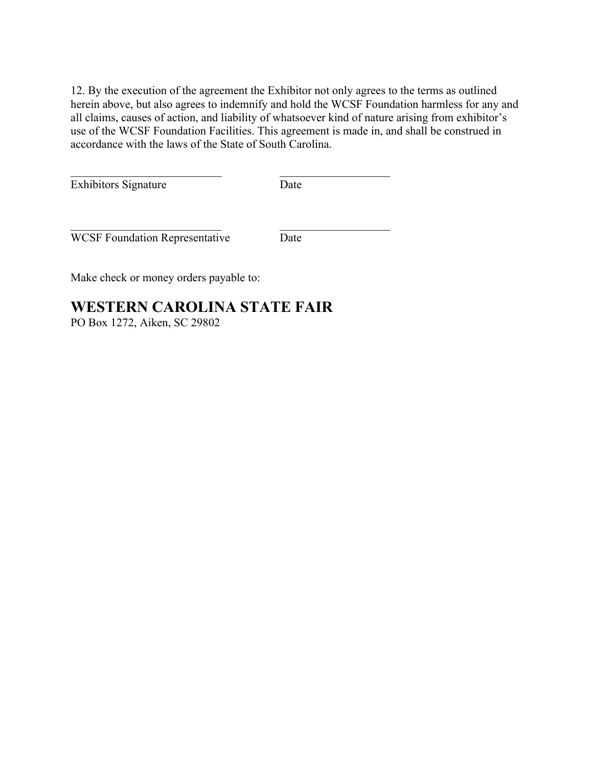12. By the execution of the agreement the Exhibitor not only agrees to the terms as outlined herein above, but also agrees to indemnify and hold the WCSF Foundation harmless for any and all claims, causes of action, and liability of whatsoever kind of nature arising from exhibitor's use of the WCSF Foundation Facilities. This agreement is made in, and shall be construed in accordance with the laws of the State of South Carolina.

| | |
|---|---|
| ___________________________ | ____________________ |
| Exhibitors Signature | Date |
| ___________________________ | ____________________ |
| WCSF Foundation Representative | Date |

Make check or money orders payable to:

## WESTERN CAROLINA STATE FAIR

PO Box 1272, Aiken, SC 29802